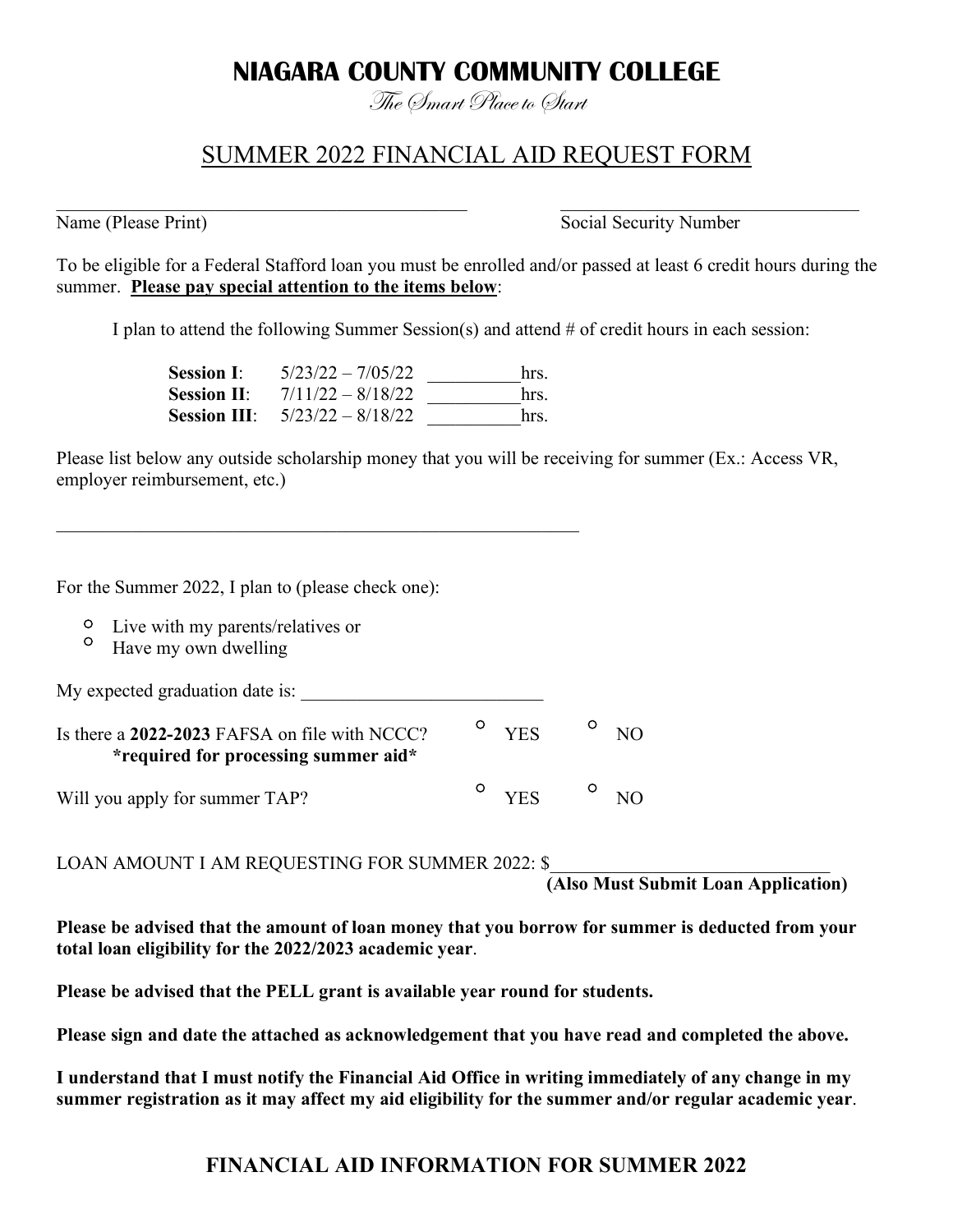# NIAGARA COUNTY COMMUNITY COLLEGE

*The Smart Place to Start*

## SUMMER 2022 FINANCIAL AID REQUEST FORM

_______________________________________________ ___________________________________

Name (Please Print) Social Security Number

To be eligible for a Federal Stafford loan you must be enrolled and/or passed at least 6 credit hours during the summer. **Please pay special attention to the items below**:

I plan to attend the following Summer Session(s) and attend # of credit hours in each session:

| | | |
|---|---|---|
| **Session I**: | 5/23/22 – 7/05/22 | __________hrs. |
| **Session II**: | 7/11/22 – 8/18/22 | __________hrs. |
| **Session III**: | 5/23/22 – 8/18/22 | __________hrs. |

Please list below any outside scholarship money that you will be receiving for summer (Ex.: Access VR, employer reimbursement, etc.)

___________________________________________________________

For the Summer 2022, I plan to (please check one):

- ○ Live with my parents/relatives or
- ○ Have my own dwelling

My expected graduation date is: ___________________________

Is there a **2022-2023** FAFSA on file with NCCC? ○ YES ○ NO
**\*required for processing summer aid\***

Will you apply for summer TAP? ○ YES ○ NO

LOAN AMOUNT I AM REQUESTING FOR SUMMER 2022: $______________________________
**(Also Must Submit Loan Application)**

**Please be advised that the amount of loan money that you borrow for summer is deducted from your total loan eligibility for the 2022/2023 academic year**.

**Please be advised that the PELL grant is available year round for students.**

**Please sign and date the attached as acknowledgement that you have read and completed the above.**

**I understand that I must notify the Financial Aid Office in writing immediately of any change in my summer registration as it may affect my aid eligibility for the summer and/or regular academic year**.

## FINANCIAL AID INFORMATION FOR SUMMER 2022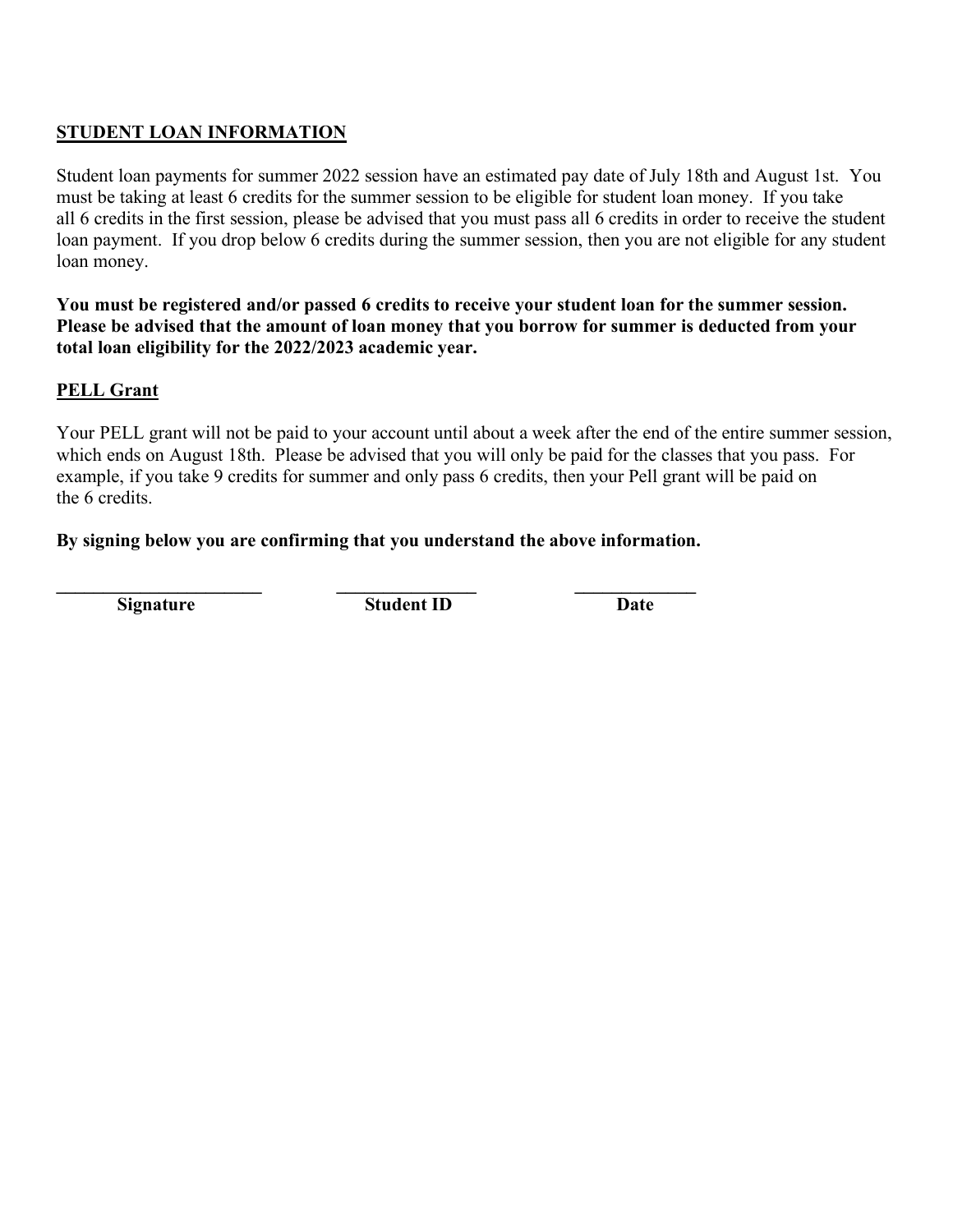## <u>STUDENT LOAN INFORMATION</u>

Student loan payments for summer 2022 session have an estimated pay date of July 18th and August 1st. You must be taking at least 6 credits for the summer session to be eligible for student loan money. If you take all 6 credits in the first session, please be advised that you must pass all 6 credits in order to receive the student loan payment. If you drop below 6 credits during the summer session, then you are not eligible for any student loan money.

**You must be registered and/or passed 6 credits to receive your student loan for the summer session. Please be advised that the amount of loan money that you borrow for summer is deducted from your total loan eligibility for the 2022/2023 academic year.**

## <u>PELL Grant</u>

Your PELL grant will not be paid to your account until about a week after the end of the entire summer session, which ends on August 18th. Please be advised that you will only be paid for the classes that you pass. For example, if you take 9 credits for summer and only pass 6 credits, then your Pell grant will be paid on the 6 credits.

**By signing below you are confirming that you understand the above information.**

| | | |
|---|---|---|
| ______________________ | _______________ | _____________ |
| **Signature** | **Student ID** | **Date** |